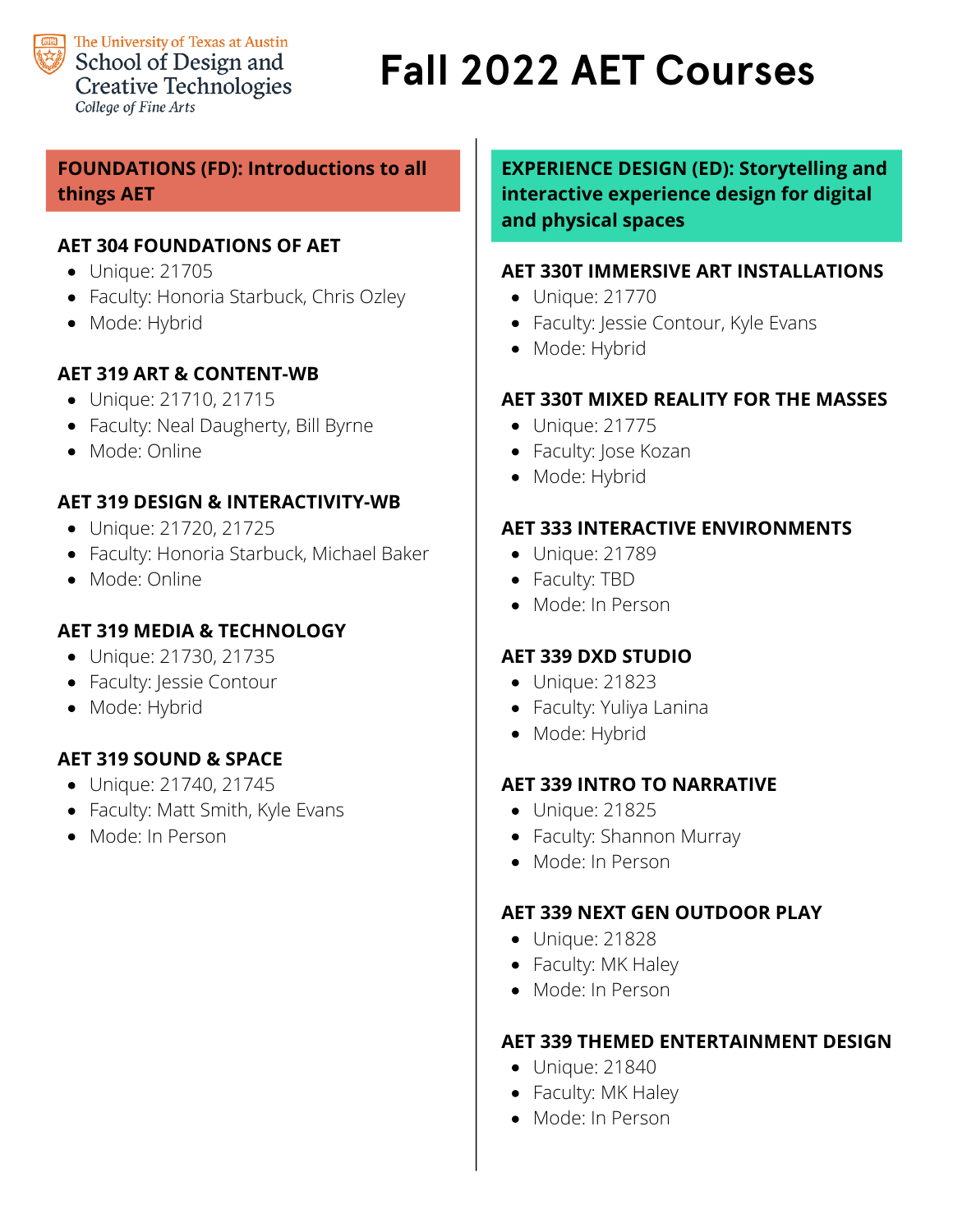The University of Texas at Austin
School of Design and Creative Technologies
*College of Fine Arts*

# Fall 2022 AET Courses

## FOUNDATIONS (FD): Introductions to all things AET

### AET 304 FOUNDATIONS OF AET
- Unique: 21705
- Faculty: Honoria Starbuck, Chris Ozley
- Mode: Hybrid

### AET 319 ART & CONTENT-WB
- Unique: 21710, 21715
- Faculty: Neal Daugherty, Bill Byrne
- Mode: Online

### AET 319 DESIGN & INTERACTIVITY-WB
- Unique: 21720, 21725
- Faculty: Honoria Starbuck, Michael Baker
- Mode: Online

### AET 319 MEDIA & TECHNOLOGY
- Unique: 21730, 21735
- Faculty: Jessie Contour
- Mode: Hybrid

### AET 319 SOUND & SPACE
- Unique: 21740, 21745
- Faculty: Matt Smith, Kyle Evans
- Mode: In Person

## EXPERIENCE DESIGN (ED): Storytelling and interactive experience design for digital and physical spaces

### AET 330T IMMERSIVE ART INSTALLATIONS
- Unique: 21770
- Faculty: Jessie Contour, Kyle Evans
- Mode: Hybrid

### AET 330T MIXED REALITY FOR THE MASSES
- Unique: 21775
- Faculty: Jose Kozan
- Mode: Hybrid

### AET 333 INTERACTIVE ENVIRONMENTS
- Unique: 21789
- Faculty: TBD
- Mode: In Person

### AET 339 DXD STUDIO
- Unique: 21823
- Faculty: Yuliya Lanina
- Mode: Hybrid

### AET 339 INTRO TO NARRATIVE
- Unique: 21825
- Faculty: Shannon Murray
- Mode: In Person

### AET 339 NEXT GEN OUTDOOR PLAY
- Unique: 21828
- Faculty: MK Haley
- Mode: In Person

### AET 339 THEMED ENTERTAINMENT DESIGN
- Unique: 21840
- Faculty: MK Haley
- Mode: In Person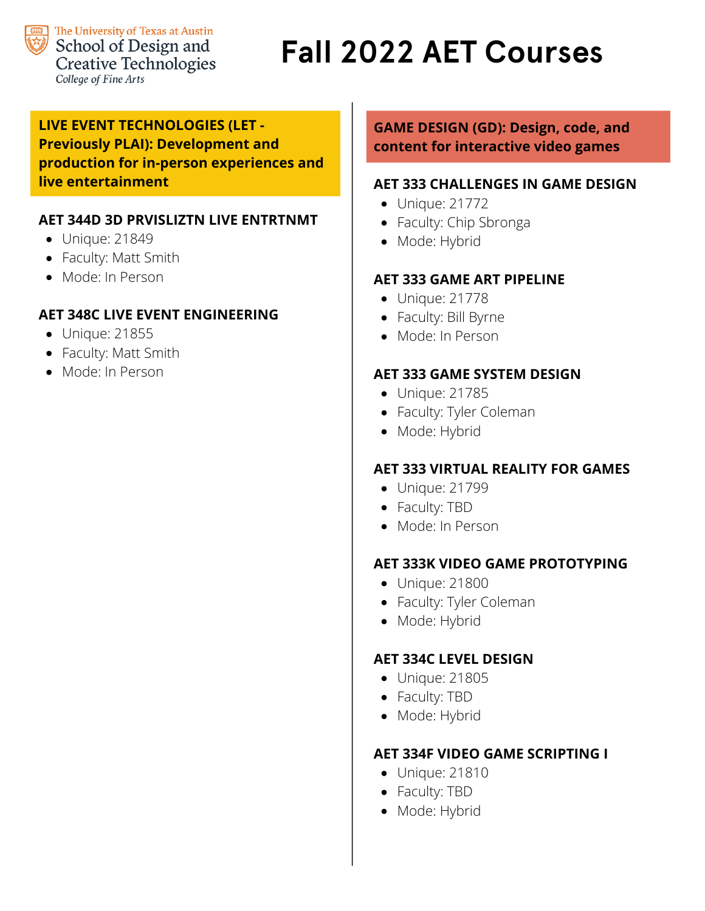The University of Texas at Austin
School of Design and Creative Technologies
*College of Fine Arts*

# Fall 2022 AET Courses

## LIVE EVENT TECHNOLOGIES (LET - Previously PLAI): Development and production for in-person experiences and live entertainment

### AET 344D 3D PRVISLIZTN LIVE ENTRTNMT

- Unique: 21849
- Faculty: Matt Smith
- Mode: In Person

### AET 348C LIVE EVENT ENGINEERING

- Unique: 21855
- Faculty: Matt Smith
- Mode: In Person

## GAME DESIGN (GD): Design, code, and content for interactive video games

### AET 333 CHALLENGES IN GAME DESIGN

- Unique: 21772
- Faculty: Chip Sbronga
- Mode: Hybrid

### AET 333 GAME ART PIPELINE

- Unique: 21778
- Faculty: Bill Byrne
- Mode: In Person

### AET 333 GAME SYSTEM DESIGN

- Unique: 21785
- Faculty: Tyler Coleman
- Mode: Hybrid

### AET 333 VIRTUAL REALITY FOR GAMES

- Unique: 21799
- Faculty: TBD
- Mode: In Person

### AET 333K VIDEO GAME PROTOTYPING

- Unique: 21800
- Faculty: Tyler Coleman
- Mode: Hybrid

### AET 334C LEVEL DESIGN

- Unique: 21805
- Faculty: TBD
- Mode: Hybrid

### AET 334F VIDEO GAME SCRIPTING I

- Unique: 21810
- Faculty: TBD
- Mode: Hybrid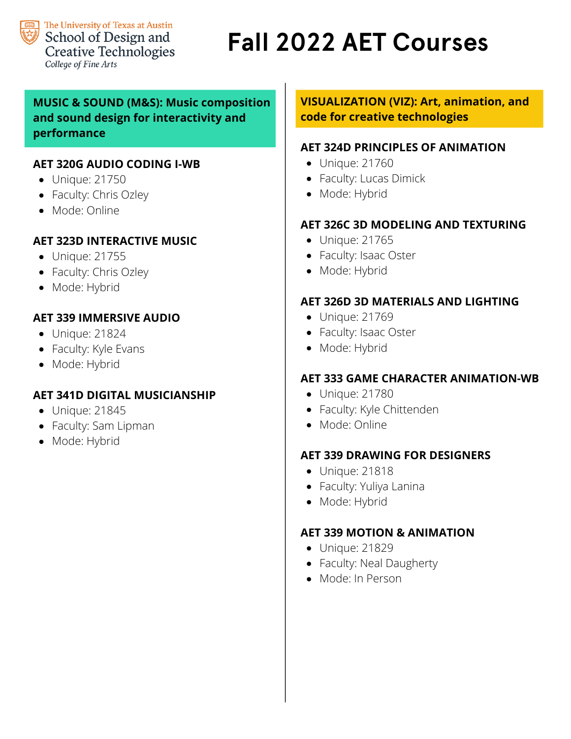The University of Texas at Austin
School of Design and Creative Technologies
*College of Fine Arts*

# Fall 2022 AET Courses

## MUSIC & SOUND (M&S): Music composition and sound design for interactivity and performance

### AET 320G AUDIO CODING I-WB

- Unique: 21750
- Faculty: Chris Ozley
- Mode: Online

### AET 323D INTERACTIVE MUSIC

- Unique: 21755
- Faculty: Chris Ozley
- Mode: Hybrid

### AET 339 IMMERSIVE AUDIO

- Unique: 21824
- Faculty: Kyle Evans
- Mode: Hybrid

### AET 341D DIGITAL MUSICIANSHIP

- Unique: 21845
- Faculty: Sam Lipman
- Mode: Hybrid

## VISUALIZATION (VIZ): Art, animation, and code for creative technologies

### AET 324D PRINCIPLES OF ANIMATION

- Unique: 21760
- Faculty: Lucas Dimick
- Mode: Hybrid

### AET 326C 3D MODELING AND TEXTURING

- Unique: 21765
- Faculty: Isaac Oster
- Mode: Hybrid

### AET 326D 3D MATERIALS AND LIGHTING

- Unique: 21769
- Faculty: Isaac Oster
- Mode: Hybrid

### AET 333 GAME CHARACTER ANIMATION-WB

- Unique: 21780
- Faculty: Kyle Chittenden
- Mode: Online

### AET 339 DRAWING FOR DESIGNERS

- Unique: 21818
- Faculty: Yuliya Lanina
- Mode: Hybrid

### AET 339 MOTION & ANIMATION

- Unique: 21829
- Faculty: Neal Daugherty
- Mode: In Person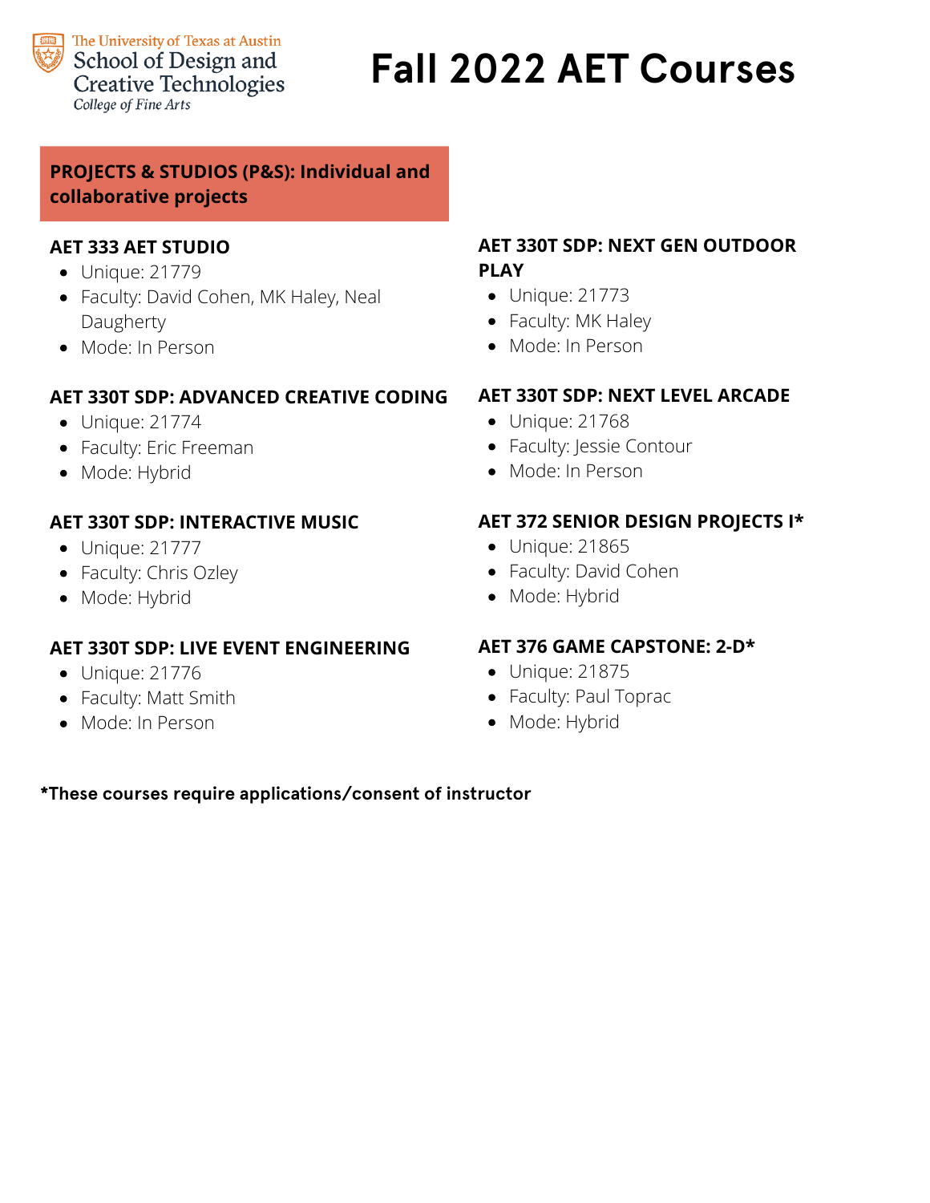The University of Texas at Austin
School of Design and Creative Technologies
*College of Fine Arts*

# Fall 2022 AET Courses

## PROJECTS & STUDIOS (P&S): Individual and collaborative projects

### AET 333 AET STUDIO
- Unique: 21779
- Faculty: David Cohen, MK Haley, Neal Daugherty
- Mode: In Person

### AET 330T SDP: ADVANCED CREATIVE CODING
- Unique: 21774
- Faculty: Eric Freeman
- Mode: Hybrid

### AET 330T SDP: INTERACTIVE MUSIC
- Unique: 21777
- Faculty: Chris Ozley
- Mode: Hybrid

### AET 330T SDP: LIVE EVENT ENGINEERING
- Unique: 21776
- Faculty: Matt Smith
- Mode: In Person

### AET 330T SDP: NEXT GEN OUTDOOR PLAY
- Unique: 21773
- Faculty: MK Haley
- Mode: In Person

### AET 330T SDP: NEXT LEVEL ARCADE
- Unique: 21768
- Faculty: Jessie Contour
- Mode: In Person

### AET 372 SENIOR DESIGN PROJECTS I*
- Unique: 21865
- Faculty: David Cohen
- Mode: Hybrid

### AET 376 GAME CAPSTONE: 2-D*
- Unique: 21875
- Faculty: Paul Toprac
- Mode: Hybrid

**\*These courses require applications/consent of instructor**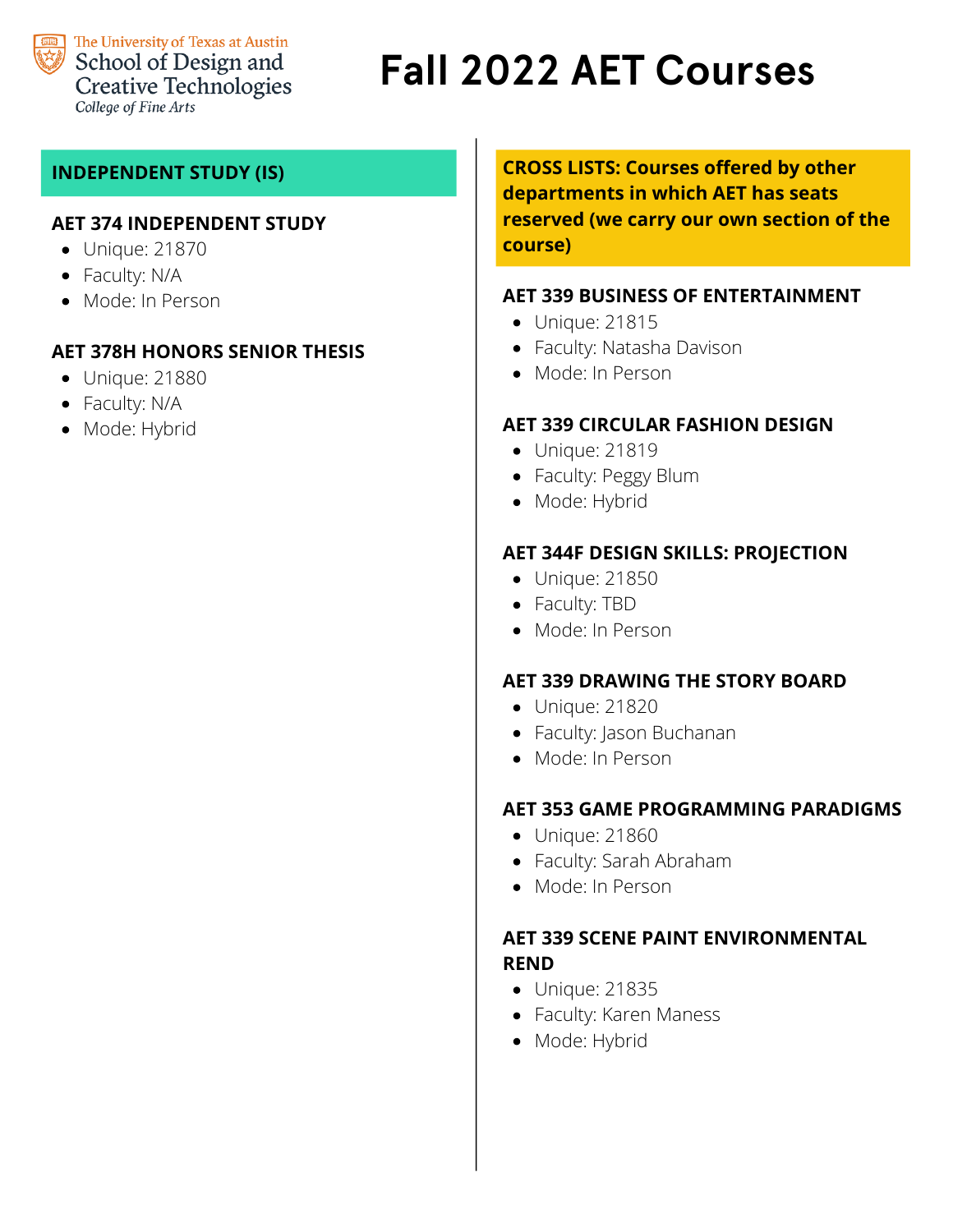# Fall 2022 AET Courses

## INDEPENDENT STUDY (IS)

### AET 374 INDEPENDENT STUDY

- Unique: 21870
- Faculty: N/A
- Mode: In Person

### AET 378H HONORS SENIOR THESIS

- Unique: 21880
- Faculty: N/A
- Mode: Hybrid

## CROSS LISTS: Courses offered by other departments in which AET has seats reserved (we carry our own section of the course)

### AET 339 BUSINESS OF ENTERTAINMENT

- Unique: 21815
- Faculty: Natasha Davison
- Mode: In Person

### AET 339 CIRCULAR FASHION DESIGN

- Unique: 21819
- Faculty: Peggy Blum
- Mode: Hybrid

### AET 344F DESIGN SKILLS: PROJECTION

- Unique: 21850
- Faculty: TBD
- Mode: In Person

### AET 339 DRAWING THE STORY BOARD

- Unique: 21820
- Faculty: Jason Buchanan
- Mode: In Person

### AET 353 GAME PROGRAMMING PARADIGMS

- Unique: 21860
- Faculty: Sarah Abraham
- Mode: In Person

### AET 339 SCENE PAINT ENVIRONMENTAL REND

- Unique: 21835
- Faculty: Karen Maness
- Mode: Hybrid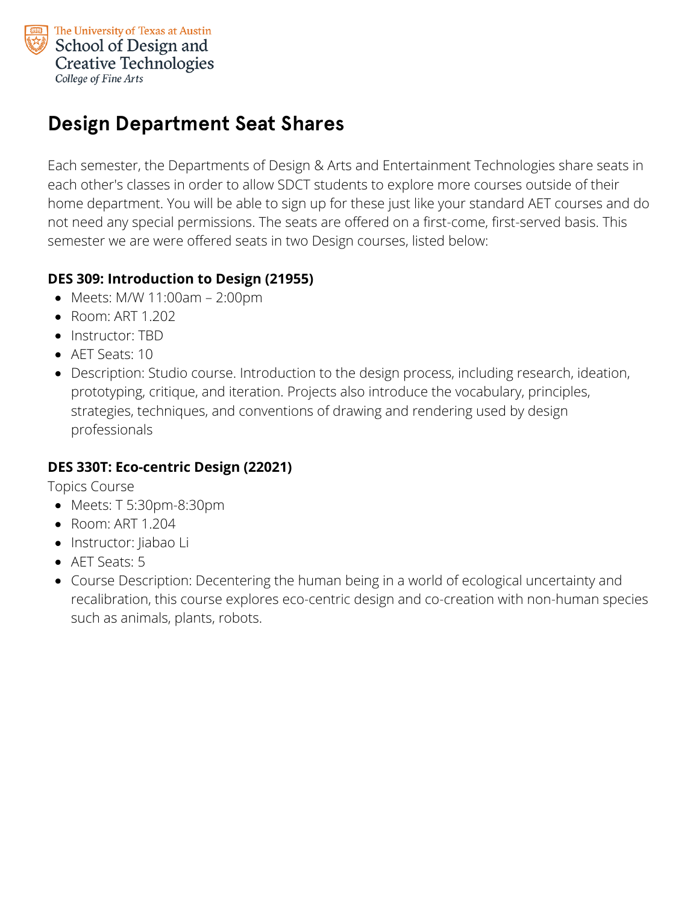The University of Texas at Austin
School of Design and Creative Technologies
*College of Fine Arts*

# Design Department Seat Shares

Each semester, the Departments of Design & Arts and Entertainment Technologies share seats in each other's classes in order to allow SDCT students to explore more courses outside of their home department. You will be able to sign up for these just like your standard AET courses and do not need any special permissions. The seats are offered on a first-come, first-served basis. This semester we are were offered seats in two Design courses, listed below:

**DES 309: Introduction to Design (21955)**

- Meets: M/W 11:00am – 2:00pm
- Room: ART 1.202
- Instructor: TBD
- AET Seats: 10
- Description: Studio course. Introduction to the design process, including research, ideation, prototyping, critique, and iteration. Projects also introduce the vocabulary, principles, strategies, techniques, and conventions of drawing and rendering used by design professionals

**DES 330T: Eco-centric Design (22021)**

Topics Course

- Meets: T 5:30pm-8:30pm
- Room: ART 1.204
- Instructor: Jiabao Li
- AET Seats: 5
- Course Description: Decentering the human being in a world of ecological uncertainty and recalibration, this course explores eco-centric design and co-creation with non-human species such as animals, plants, robots.